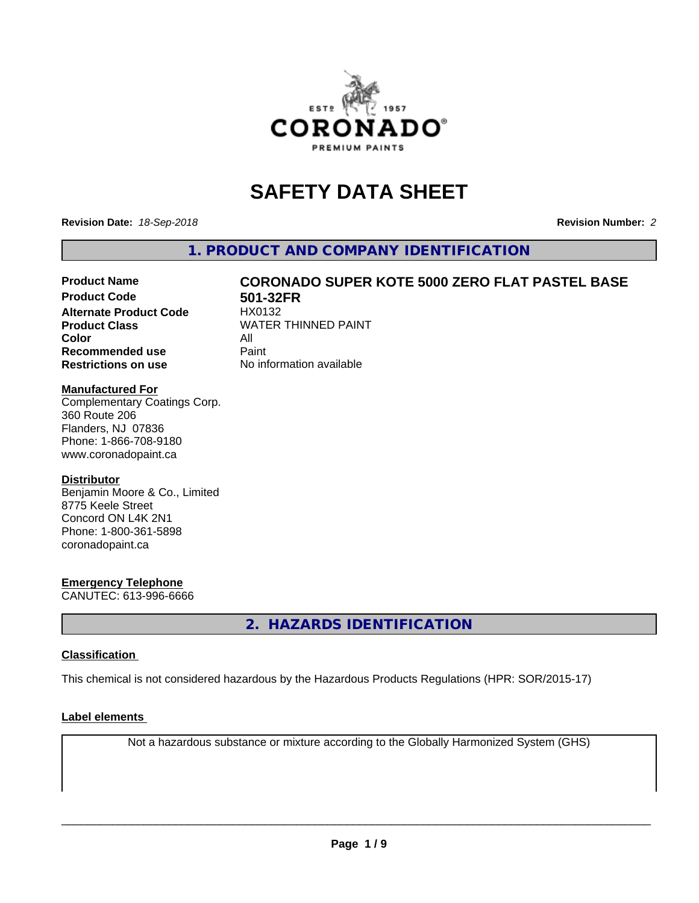# SAFETY DATA SHEET

**Revision Date:** *18-Sep-2018* **Revision Number:** *2*

## 1. PRODUCT AND COMPANY IDENTIFICATION

| | |
|---|---|
| **Product Name** | **CORONADO SUPER KOTE 5000 ZERO FLAT PASTEL BASE** |
| **Product Code** | **501-32FR** |
| **Alternate Product Code** | HX0132 |
| **Product Class** | WATER THINNED PAINT |
| **Color** | All |
| **Recommended use** | Paint |
| **Restrictions on use** | No information available |

**Manufactured For**
Complementary Coatings Corp.
360 Route 206
Flanders, NJ 07836
Phone: 1-866-708-9180
www.coronadopaint.ca

**Distributor**
Benjamin Moore & Co., Limited
8775 Keele Street
Concord ON L4K 2N1
Phone: 1-800-361-5898
coronadopaint.ca

**Emergency Telephone**
CANUTEC: 613-996-6666

## 2. HAZARDS IDENTIFICATION

**Classification**

This chemical is not considered hazardous by the Hazardous Products Regulations (HPR: SOR/2015-17)

**Label elements**

Not a hazardous substance or mixture according to the Globally Harmonized System (GHS)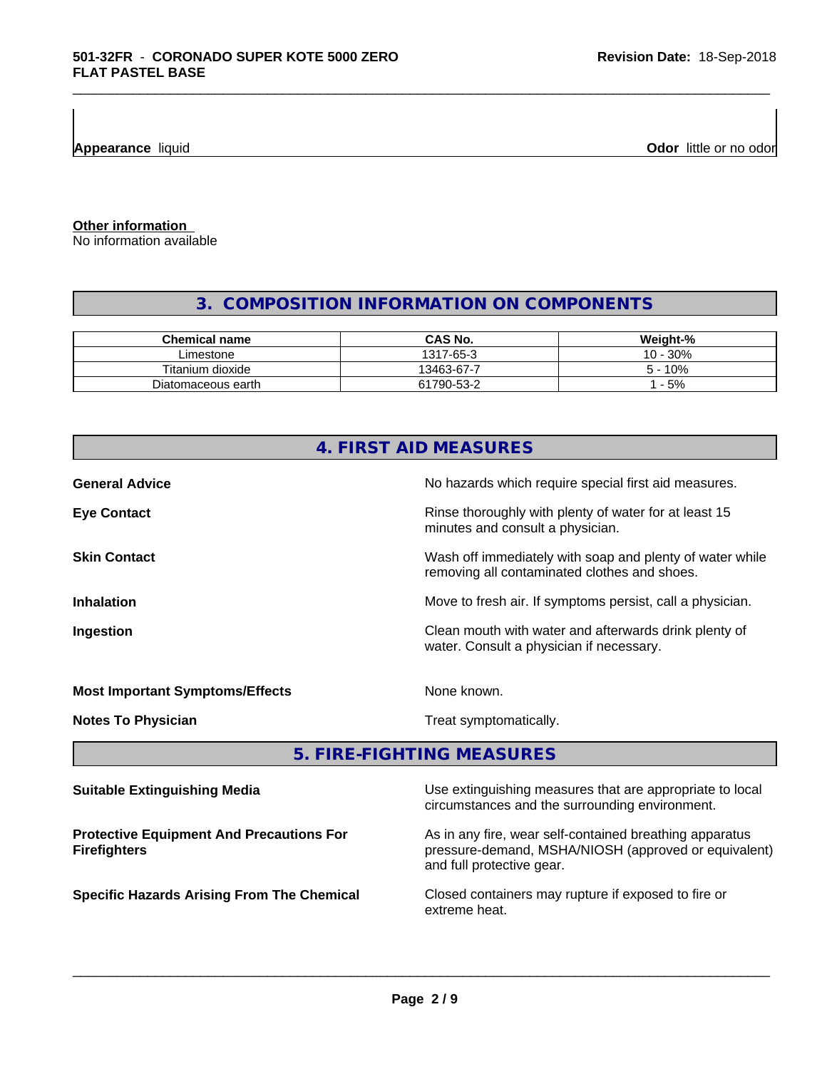**Appearance** liquid **Odor** little or no odor

**Other information**
No information available

## 3. COMPOSITION INFORMATION ON COMPONENTS

| Chemical name | CAS No. | Weight-% |
|---|---|---|
| Limestone | 1317-65-3 | 10 - 30% |
| Titanium dioxide | 13463-67-7 | 5 - 10% |
| Diatomaceous earth | 61790-53-2 | 1 - 5% |

## 4. FIRST AID MEASURES

**General Advice** No hazards which require special first aid measures.

**Eye Contact** Rinse thoroughly with plenty of water for at least 15 minutes and consult a physician.

**Skin Contact** Wash off immediately with soap and plenty of water while removing all contaminated clothes and shoes.

**Inhalation** Move to fresh air. If symptoms persist, call a physician.

**Ingestion** Clean mouth with water and afterwards drink plenty of water. Consult a physician if necessary.

**Most Important Symptoms/Effects** None known.

**Notes To Physician** Treat symptomatically.

## 5. FIRE-FIGHTING MEASURES

**Suitable Extinguishing Media** Use extinguishing measures that are appropriate to local circumstances and the surrounding environment.

**Protective Equipment And Precautions For Firefighters** As in any fire, wear self-contained breathing apparatus pressure-demand, MSHA/NIOSH (approved or equivalent) and full protective gear.

**Specific Hazards Arising From The Chemical** Closed containers may rupture if exposed to fire or extreme heat.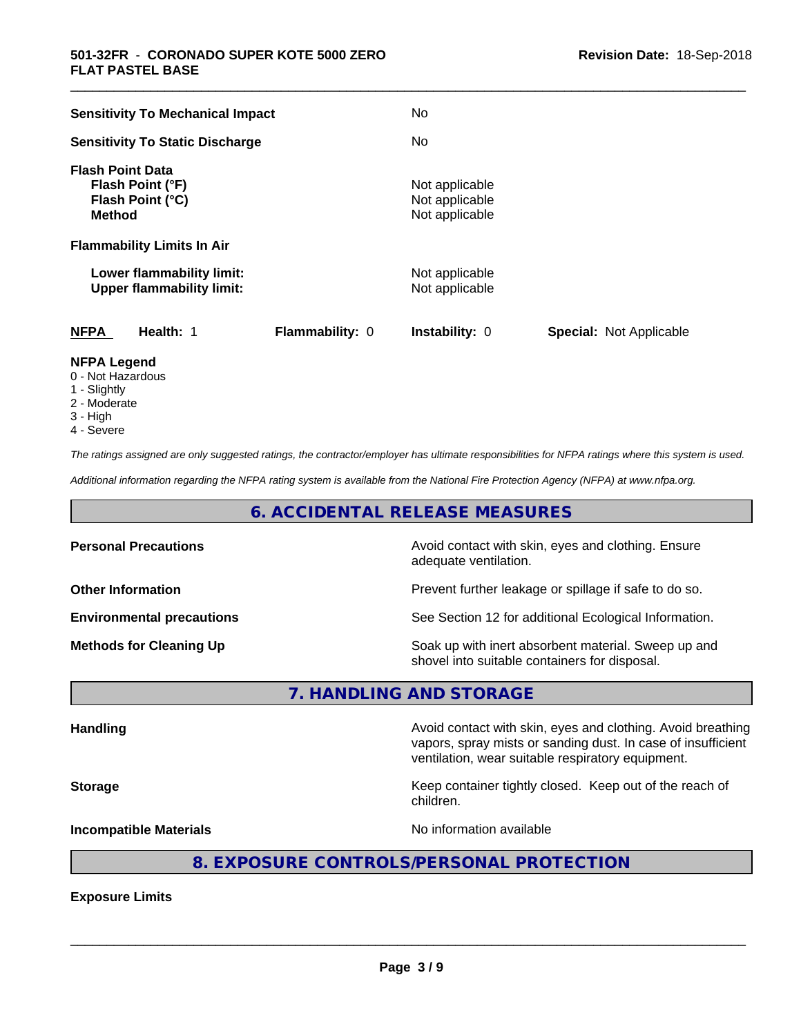| | |
|---|---|
| **Sensitivity To Mechanical Impact** | No |
| **Sensitivity To Static Discharge** | No |

**Flash Point Data**

| | |
|---|---|
| **Flash Point (°F)** | Not applicable |
| **Flash Point (°C)** | Not applicable |
| **Method** | Not applicable |

**Flammability Limits In Air**

| | |
|---|---|
| **Lower flammability limit:** | Not applicable |
| **Upper flammability limit:** | Not applicable |

| **NFPA** | **Health:** 1 | **Flammability:** 0 | **Instability:** 0 | **Special:** Not Applicable |
|---|---|---|---|---|

**NFPA Legend**

0 - Not Hazardous
1 - Slightly
2 - Moderate
3 - High
4 - Severe

*The ratings assigned are only suggested ratings, the contractor/employer has ultimate responsibilities for NFPA ratings where this system is used.*

*Additional information regarding the NFPA rating system is available from the National Fire Protection Agency (NFPA) at www.nfpa.org.*

## 6. ACCIDENTAL RELEASE MEASURES

| | |
|---|---|
| **Personal Precautions** | Avoid contact with skin, eyes and clothing. Ensure adequate ventilation. |
| **Other Information** | Prevent further leakage or spillage if safe to do so. |
| **Environmental precautions** | See Section 12 for additional Ecological Information. |
| **Methods for Cleaning Up** | Soak up with inert absorbent material. Sweep up and shovel into suitable containers for disposal. |

## 7. HANDLING AND STORAGE

| | |
|---|---|
| **Handling** | Avoid contact with skin, eyes and clothing. Avoid breathing vapors, spray mists or sanding dust. In case of insufficient ventilation, wear suitable respiratory equipment. |
| **Storage** | Keep container tightly closed. Keep out of the reach of children. |
| **Incompatible Materials** | No information available |

## 8. EXPOSURE CONTROLS/PERSONAL PROTECTION

**Exposure Limits**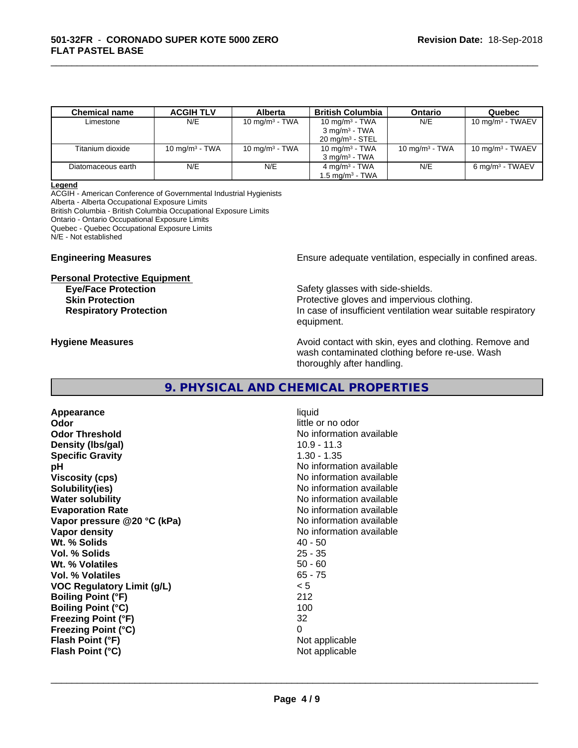| Chemical name | ACGIH TLV | Alberta | British Columbia | Ontario | Quebec |
| --- | --- | --- | --- | --- | --- |
| Limestone | N/E | 10 mg/m³ - TWA | 10 mg/m³ - TWA<br>3 mg/m³ - TWA<br>20 mg/m³ - STEL | N/E | 10 mg/m³ - TWAEV |
| Titanium dioxide | 10 mg/m³ - TWA | 10 mg/m³ - TWA | 10 mg/m³ - TWA<br>3 mg/m³ - TWA | 10 mg/m³ - TWA | 10 mg/m³ - TWAEV |
| Diatomaceous earth | N/E | N/E | 4 mg/m³ - TWA<br>1.5 mg/m³ - TWA | N/E | 6 mg/m³ - TWAEV |

**Legend**
ACGIH - American Conference of Governmental Industrial Hygienists
Alberta - Alberta Occupational Exposure Limits
British Columbia - British Columbia Occupational Exposure Limits
Ontario - Ontario Occupational Exposure Limits
Quebec - Quebec Occupational Exposure Limits
N/E - Not established

**Engineering Measures** Ensure adequate ventilation, especially in confined areas.

**Personal Protective Equipment**

**Eye/Face Protection** Safety glasses with side-shields.
**Skin Protection** Protective gloves and impervious clothing.
**Respiratory Protection** In case of insufficient ventilation wear suitable respiratory equipment.

**Hygiene Measures** Avoid contact with skin, eyes and clothing. Remove and wash contaminated clothing before re-use. Wash thoroughly after handling.

## 9. PHYSICAL AND CHEMICAL PROPERTIES

| | |
| --- | --- |
| **Appearance** | liquid |
| **Odor** | little or no odor |
| **Odor Threshold** | No information available |
| **Density (lbs/gal)** | 10.9 - 11.3 |
| **Specific Gravity** | 1.30 - 1.35 |
| **pH** | No information available |
| **Viscosity (cps)** | No information available |
| **Solubility(ies)** | No information available |
| **Water solubility** | No information available |
| **Evaporation Rate** | No information available |
| **Vapor pressure @20 °C (kPa)** | No information available |
| **Vapor density** | No information available |
| **Wt. % Solids** | 40 - 50 |
| **Vol. % Solids** | 25 - 35 |
| **Wt. % Volatiles** | 50 - 60 |
| **Vol. % Volatiles** | 65 - 75 |
| **VOC Regulatory Limit (g/L)** | < 5 |
| **Boiling Point (°F)** | 212 |
| **Boiling Point (°C)** | 100 |
| **Freezing Point (°F)** | 32 |
| **Freezing Point (°C)** | 0 |
| **Flash Point (°F)** | Not applicable |
| **Flash Point (°C)** | Not applicable |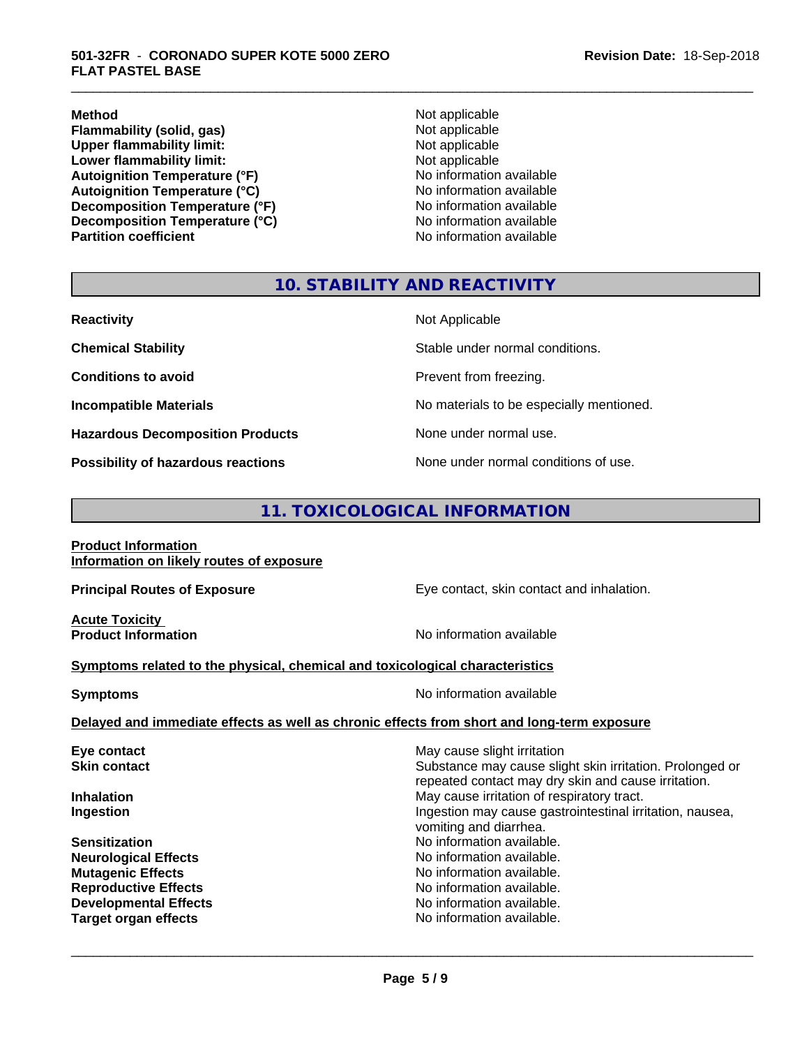| | |
|---|---|
| **Method** | Not applicable |
| **Flammability (solid, gas)** | Not applicable |
| **Upper flammability limit:** | Not applicable |
| **Lower flammability limit:** | Not applicable |
| **Autoignition Temperature (°F)** | No information available |
| **Autoignition Temperature (°C)** | No information available |
| **Decomposition Temperature (°F)** | No information available |
| **Decomposition Temperature (°C)** | No information available |
| **Partition coefficient** | No information available |

## 10. STABILITY AND REACTIVITY

| | |
|---|---|
| **Reactivity** | Not Applicable |
| **Chemical Stability** | Stable under normal conditions. |
| **Conditions to avoid** | Prevent from freezing. |
| **Incompatible Materials** | No materials to be especially mentioned. |
| **Hazardous Decomposition Products** | None under normal use. |
| **Possibility of hazardous reactions** | None under normal conditions of use. |

## 11. TOXICOLOGICAL INFORMATION

**Product Information**
**Information on likely routes of exposure**

**Principal Routes of Exposure** — Eye contact, skin contact and inhalation.

**Acute Toxicity**
**Product Information** — No information available

**Symptoms related to the physical, chemical and toxicological characteristics**

**Symptoms** — No information available

**Delayed and immediate effects as well as chronic effects from short and long-term exposure**

| | |
|---|---|
| **Eye contact** | May cause slight irritation |
| **Skin contact** | Substance may cause slight skin irritation. Prolonged or repeated contact may dry skin and cause irritation. |
| **Inhalation** | May cause irritation of respiratory tract. |
| **Ingestion** | Ingestion may cause gastrointestinal irritation, nausea, vomiting and diarrhea. |
| **Sensitization** | No information available. |
| **Neurological Effects** | No information available. |
| **Mutagenic Effects** | No information available. |
| **Reproductive Effects** | No information available. |
| **Developmental Effects** | No information available. |
| **Target organ effects** | No information available. |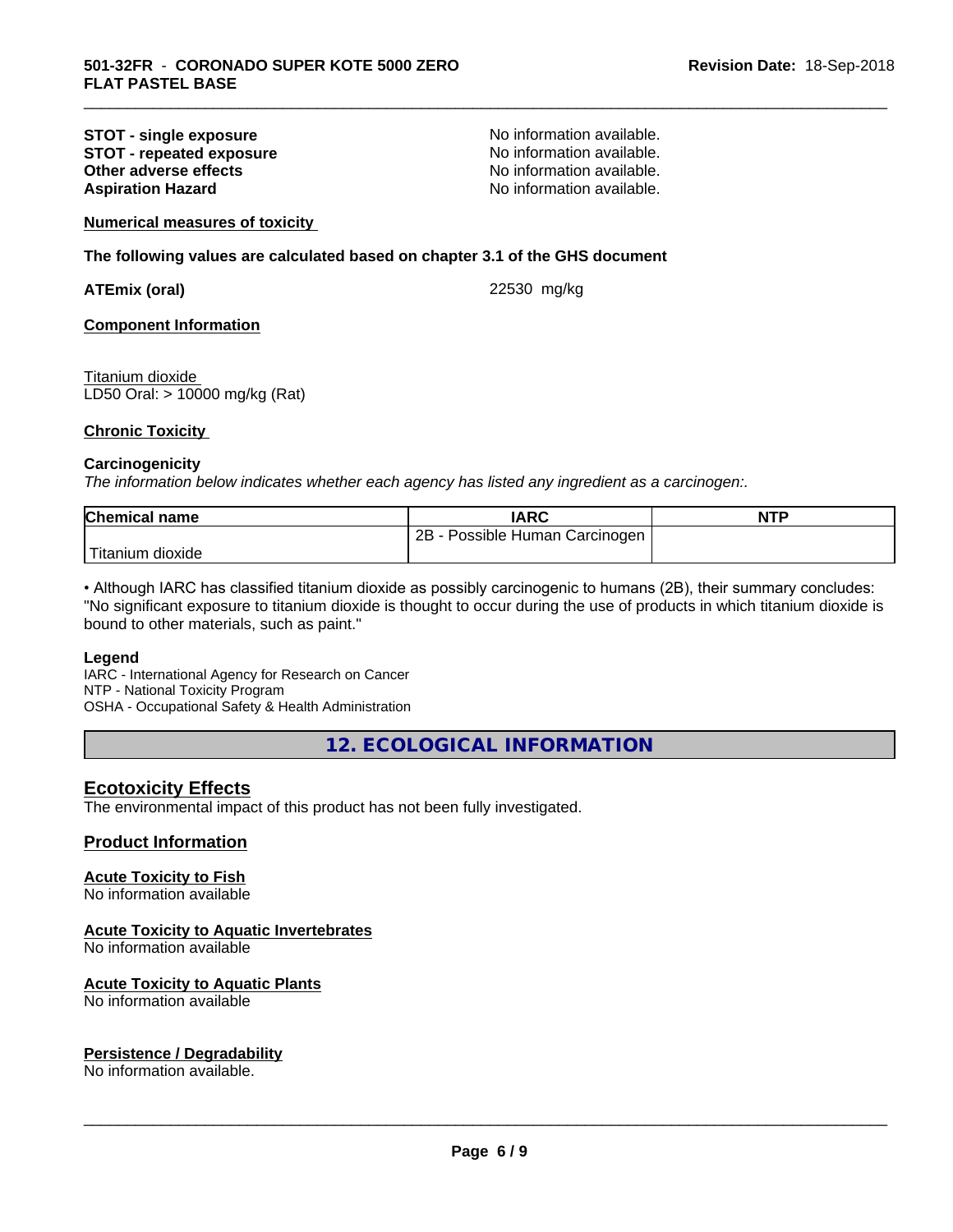**STOT - single exposure** No information available.
**STOT - repeated exposure** No information available.
**Other adverse effects** No information available.
**Aspiration Hazard** No information available.

**Numerical measures of toxicity**

**The following values are calculated based on chapter 3.1 of the GHS document**

**ATEmix (oral)** 22530 mg/kg

**Component Information**

Titanium dioxide
LD50 Oral: > 10000 mg/kg (Rat)

**Chronic Toxicity**

**Carcinogenicity**

*The information below indicates whether each agency has listed any ingredient as a carcinogen:.*

| Chemical name | IARC | NTP |
| --- | --- | --- |
| Titanium dioxide | 2B - Possible Human Carcinogen | |

• Although IARC has classified titanium dioxide as possibly carcinogenic to humans (2B), their summary concludes: "No significant exposure to titanium dioxide is thought to occur during the use of products in which titanium dioxide is bound to other materials, such as paint."

**Legend**

IARC - International Agency for Research on Cancer
NTP - National Toxicity Program
OSHA - Occupational Safety & Health Administration

## 12. ECOLOGICAL INFORMATION

### Ecotoxicity Effects

The environmental impact of this product has not been fully investigated.

### Product Information

**Acute Toxicity to Fish**
No information available

**Acute Toxicity to Aquatic Invertebrates**
No information available

**Acute Toxicity to Aquatic Plants**
No information available

**Persistence / Degradability**
No information available.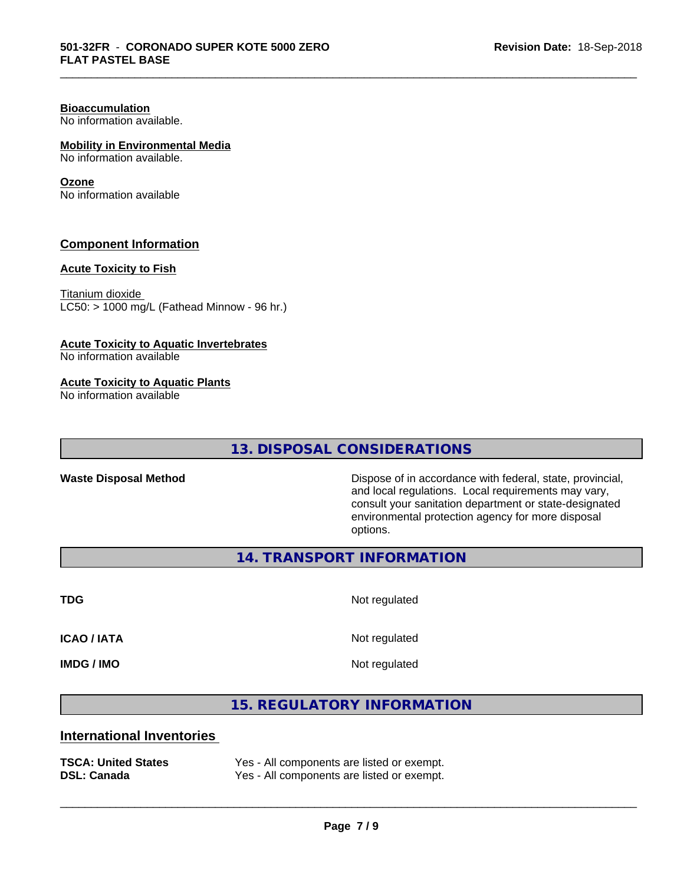**Bioaccumulation**
No information available.

**Mobility in Environmental Media**
No information available.

**Ozone**
No information available

## Component Information

**Acute Toxicity to Fish**

Titanium dioxide
LC50: > 1000 mg/L (Fathead Minnow - 96 hr.)

**Acute Toxicity to Aquatic Invertebrates**
No information available

**Acute Toxicity to Aquatic Plants**
No information available

## 13. DISPOSAL CONSIDERATIONS

| | |
|---|---|
| **Waste Disposal Method** | Dispose of in accordance with federal, state, provincial, and local regulations. Local requirements may vary, consult your sanitation department or state-designated environmental protection agency for more disposal options. |

## 14. TRANSPORT INFORMATION

| | |
|---|---|
| **TDG** | Not regulated |
| **ICAO / IATA** | Not regulated |
| **IMDG / IMO** | Not regulated |

## 15. REGULATORY INFORMATION

### International Inventories

| | |
|---|---|
| **TSCA: United States** | Yes - All components are listed or exempt. |
| **DSL: Canada** | Yes - All components are listed or exempt. |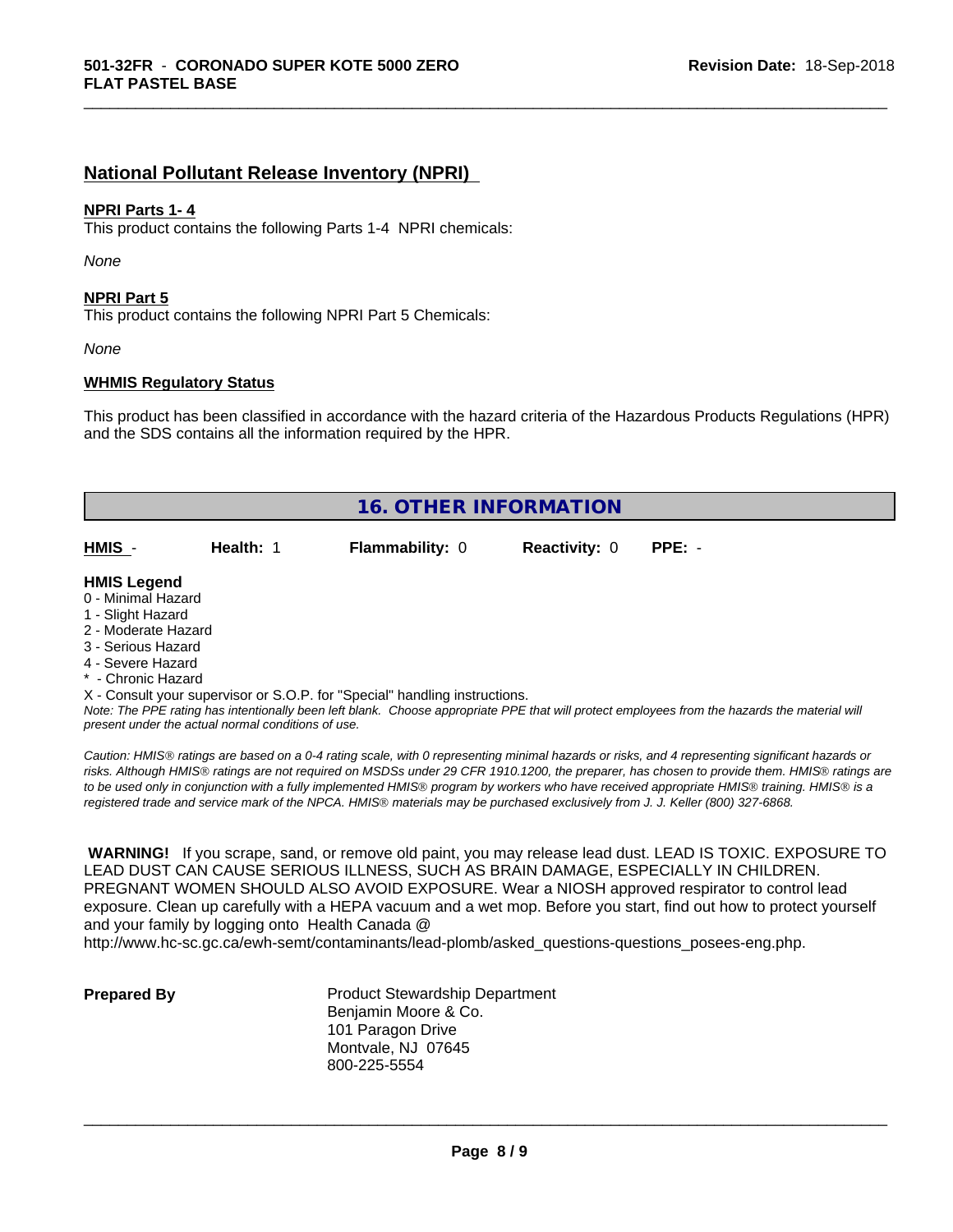## National Pollutant Release Inventory (NPRI)

**NPRI Parts 1- 4**

This product contains the following Parts 1-4 NPRI chemicals:

*None*

**NPRI Part 5**

This product contains the following NPRI Part 5 Chemicals:

*None*

**WHMIS Regulatory Status**

This product has been classified in accordance with the hazard criteria of the Hazardous Products Regulations (HPR) and the SDS contains all the information required by the HPR.

# 16. OTHER INFORMATION

| **HMIS** - | **Health:** 1 | **Flammability:** 0 | **Reactivity:** 0 | **PPE:** - |
|---|---|---|---|---|

**HMIS Legend**

0 - Minimal Hazard
1 - Slight Hazard
2 - Moderate Hazard
3 - Serious Hazard
4 - Severe Hazard
* - Chronic Hazard
X - Consult your supervisor or S.O.P. for "Special" handling instructions.

*Note: The PPE rating has intentionally been left blank. Choose appropriate PPE that will protect employees from the hazards the material will present under the actual normal conditions of use.*

*Caution: HMIS® ratings are based on a 0-4 rating scale, with 0 representing minimal hazards or risks, and 4 representing significant hazards or risks. Although HMIS® ratings are not required on MSDSs under 29 CFR 1910.1200, the preparer, has chosen to provide them. HMIS® ratings are to be used only in conjunction with a fully implemented HMIS® program by workers who have received appropriate HMIS® training. HMIS® is a registered trade and service mark of the NPCA. HMIS® materials may be purchased exclusively from J. J. Keller (800) 327-6868.*

**WARNING!** If you scrape, sand, or remove old paint, you may release lead dust. LEAD IS TOXIC. EXPOSURE TO LEAD DUST CAN CAUSE SERIOUS ILLNESS, SUCH AS BRAIN DAMAGE, ESPECIALLY IN CHILDREN. PREGNANT WOMEN SHOULD ALSO AVOID EXPOSURE. Wear a NIOSH approved respirator to control lead exposure. Clean up carefully with a HEPA vacuum and a wet mop. Before you start, find out how to protect yourself and your family by logging onto Health Canada @ http://www.hc-sc.gc.ca/ewh-semt/contaminants/lead-plomb/asked_questions-questions_posees-eng.php.

**Prepared By**

Product Stewardship Department
Benjamin Moore & Co.
101 Paragon Drive
Montvale, NJ 07645
800-225-5554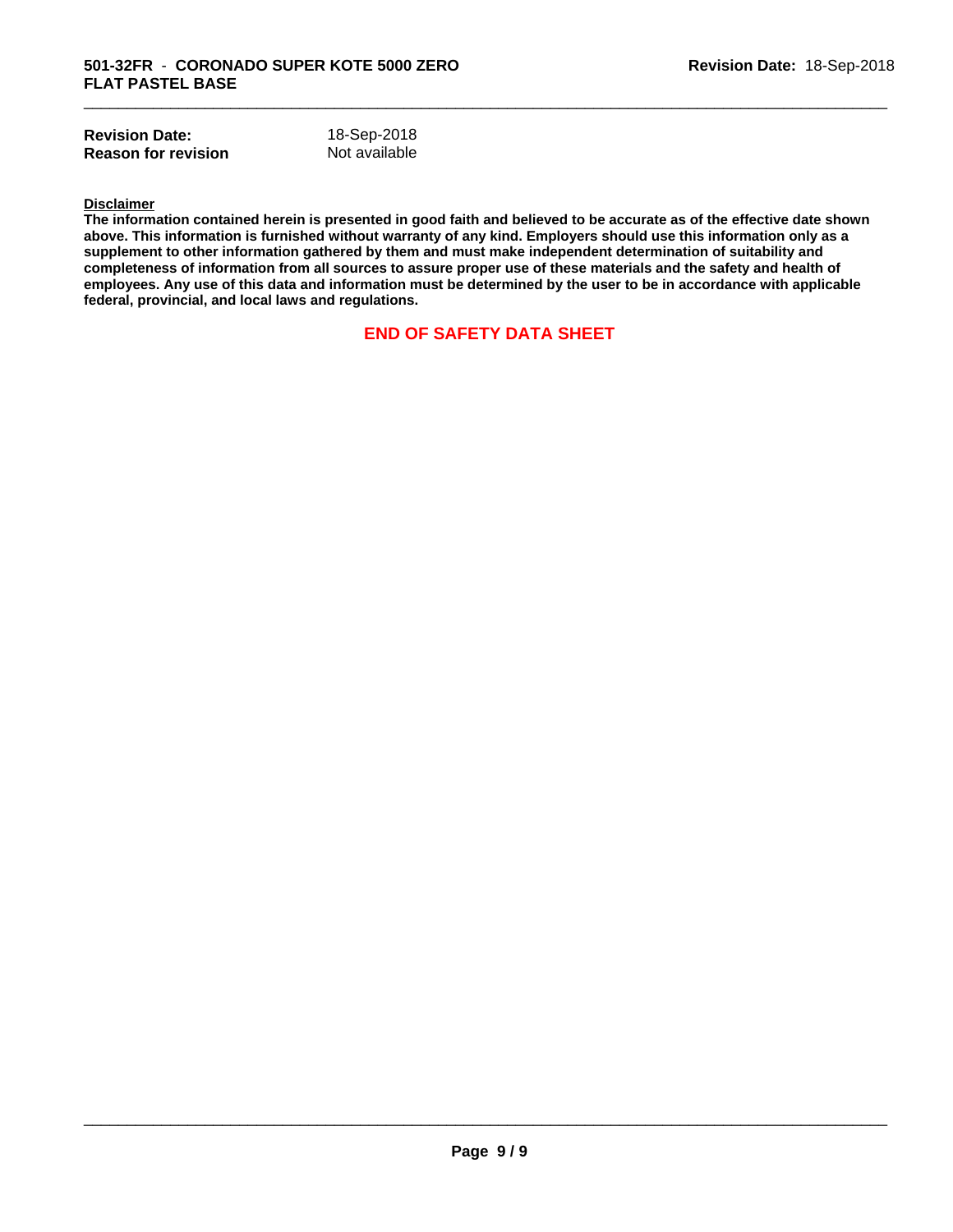| | |
|---|---|
| **Revision Date:** | 18-Sep-2018 |
| **Reason for revision** | Not available |

**Disclaimer**

**The information contained herein is presented in good faith and believed to be accurate as of the effective date shown above. This information is furnished without warranty of any kind. Employers should use this information only as a supplement to other information gathered by them and must make independent determination of suitability and completeness of information from all sources to assure proper use of these materials and the safety and health of employees. Any use of this data and information must be determined by the user to be in accordance with applicable federal, provincial, and local laws and regulations.**

**END OF SAFETY DATA SHEET**